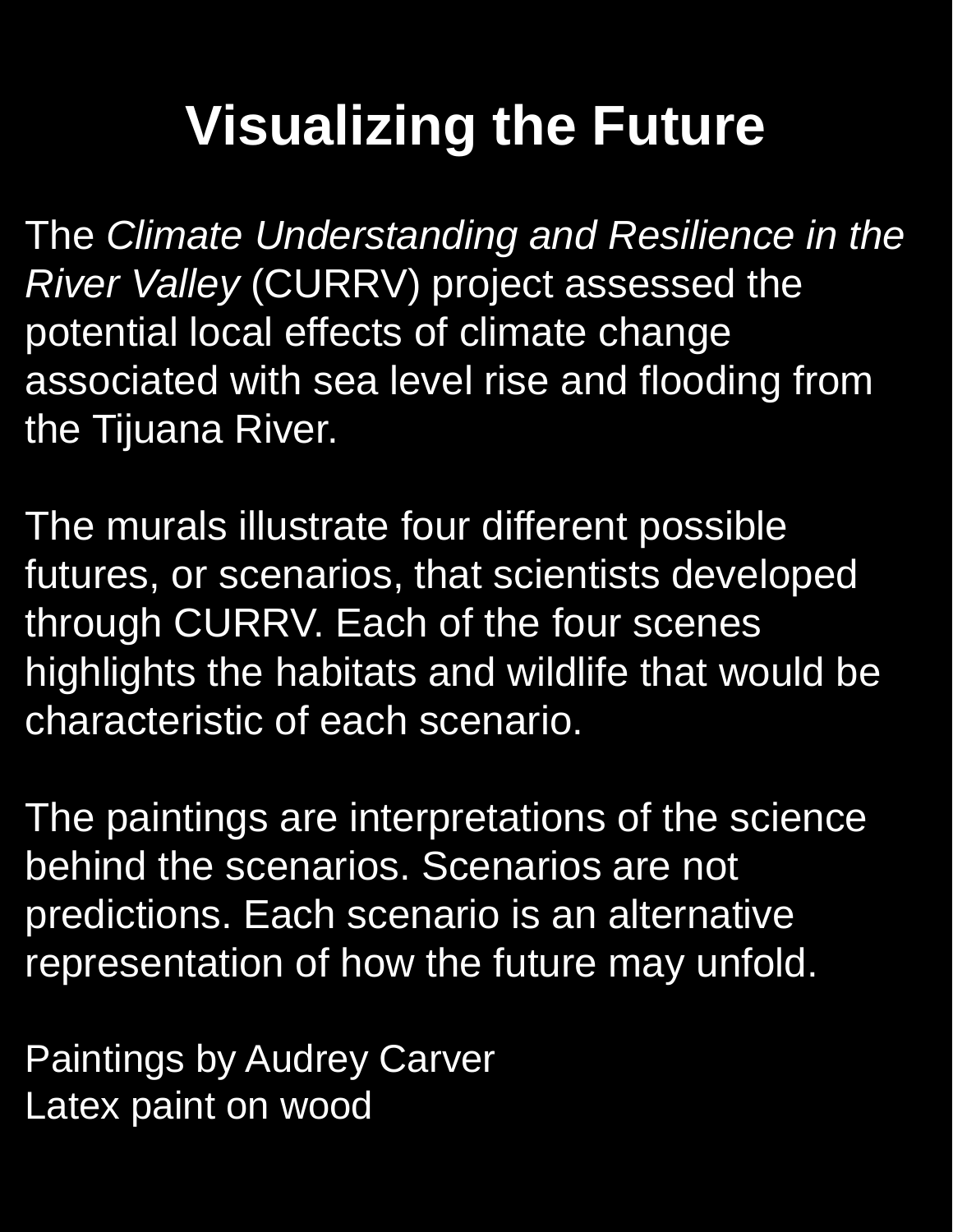# Visualizing the Future

The *Climate Understanding and Resilience in the River Valley* (CURRV) project assessed the potential local effects of climate change associated with sea level rise and flooding from the Tijuana River.

The murals illustrate four different possible futures, or scenarios, that scientists developed through CURRV. Each of the four scenes highlights the habitats and wildlife that would be characteristic of each scenario.

The paintings are interpretations of the science behind the scenarios. Scenarios are not predictions. Each scenario is an alternative representation of how the future may unfold.

Paintings by Audrey Carver
Latex paint on wood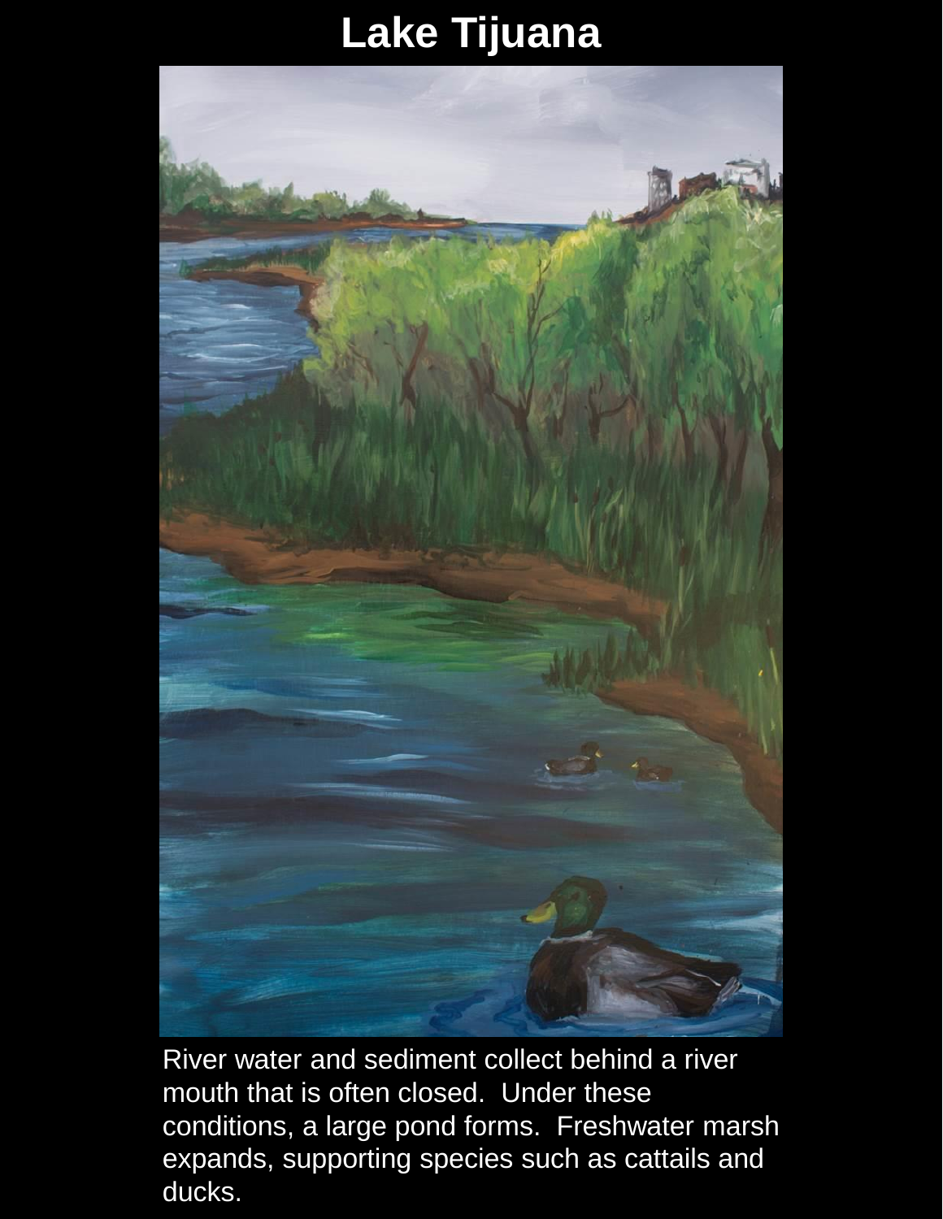# Lake Tijuana

River water and sediment collect behind a river mouth that is often closed. Under these conditions, a large pond forms. Freshwater marsh expands, supporting species such as cattails and ducks.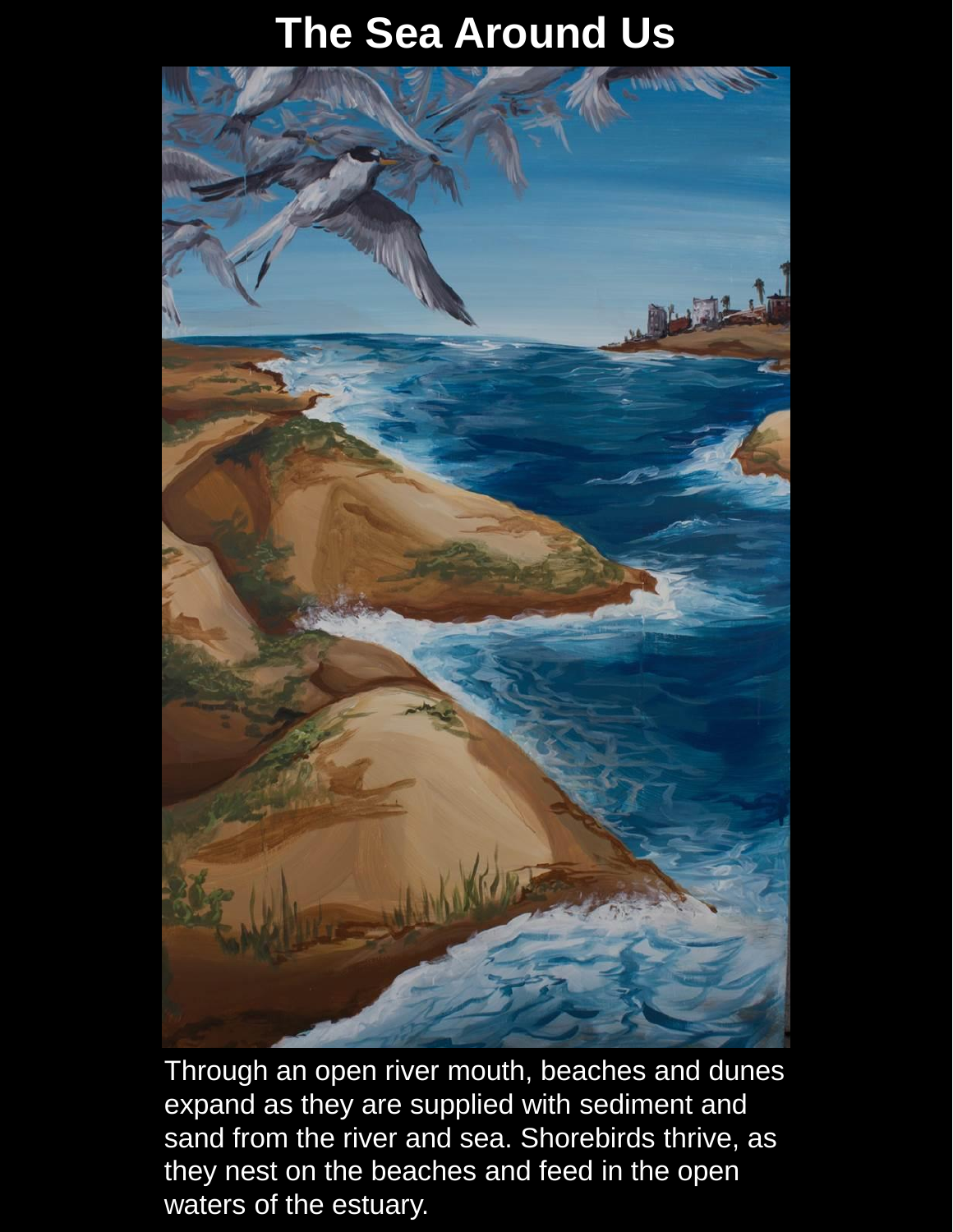# The Sea Around Us

Through an open river mouth, beaches and dunes expand as they are supplied with sediment and sand from the river and sea. Shorebirds thrive, as they nest on the beaches and feed in the open waters of the estuary.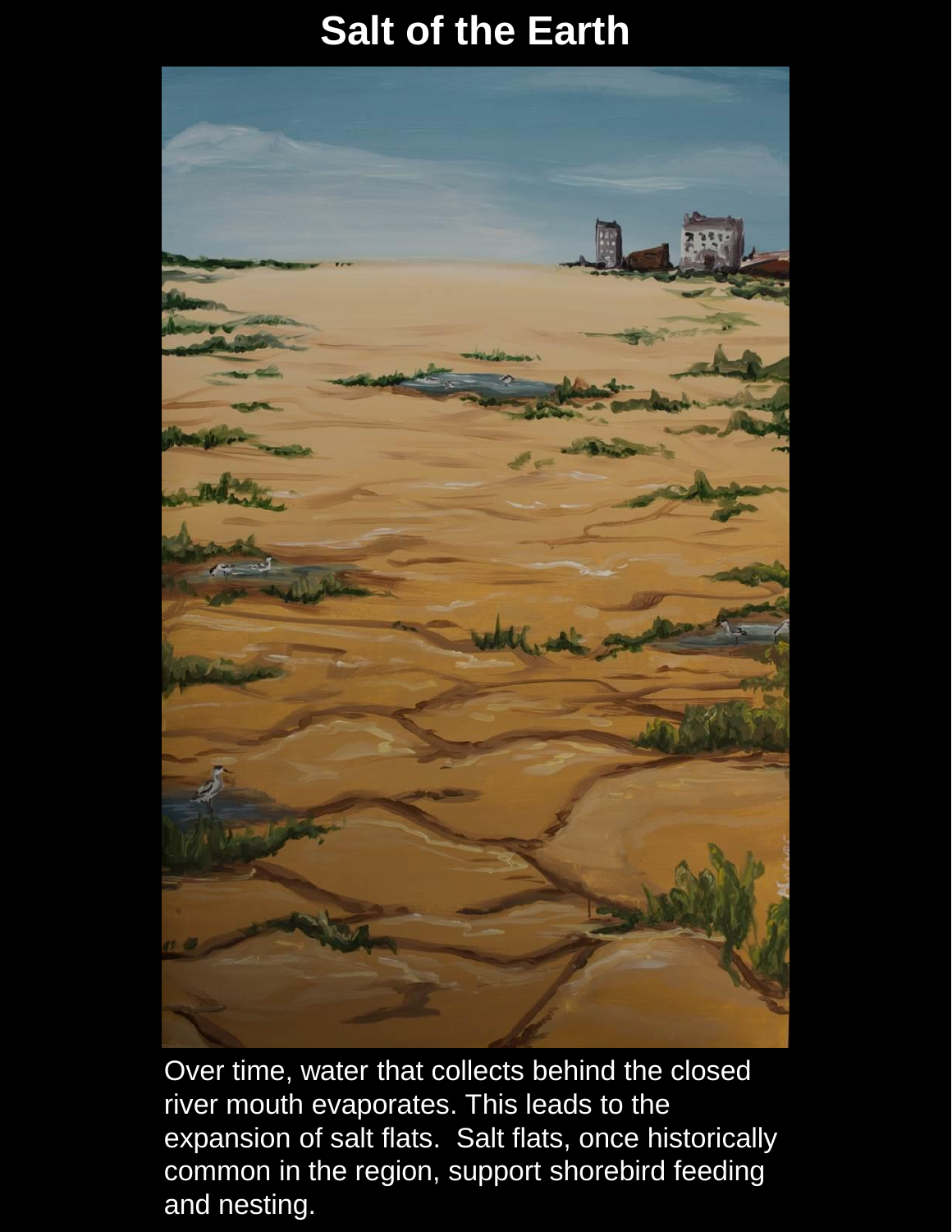# Salt of the Earth

Over time, water that collects behind the closed river mouth evaporates. This leads to the expansion of salt flats. Salt flats, once historically common in the region, support shorebird feeding and nesting.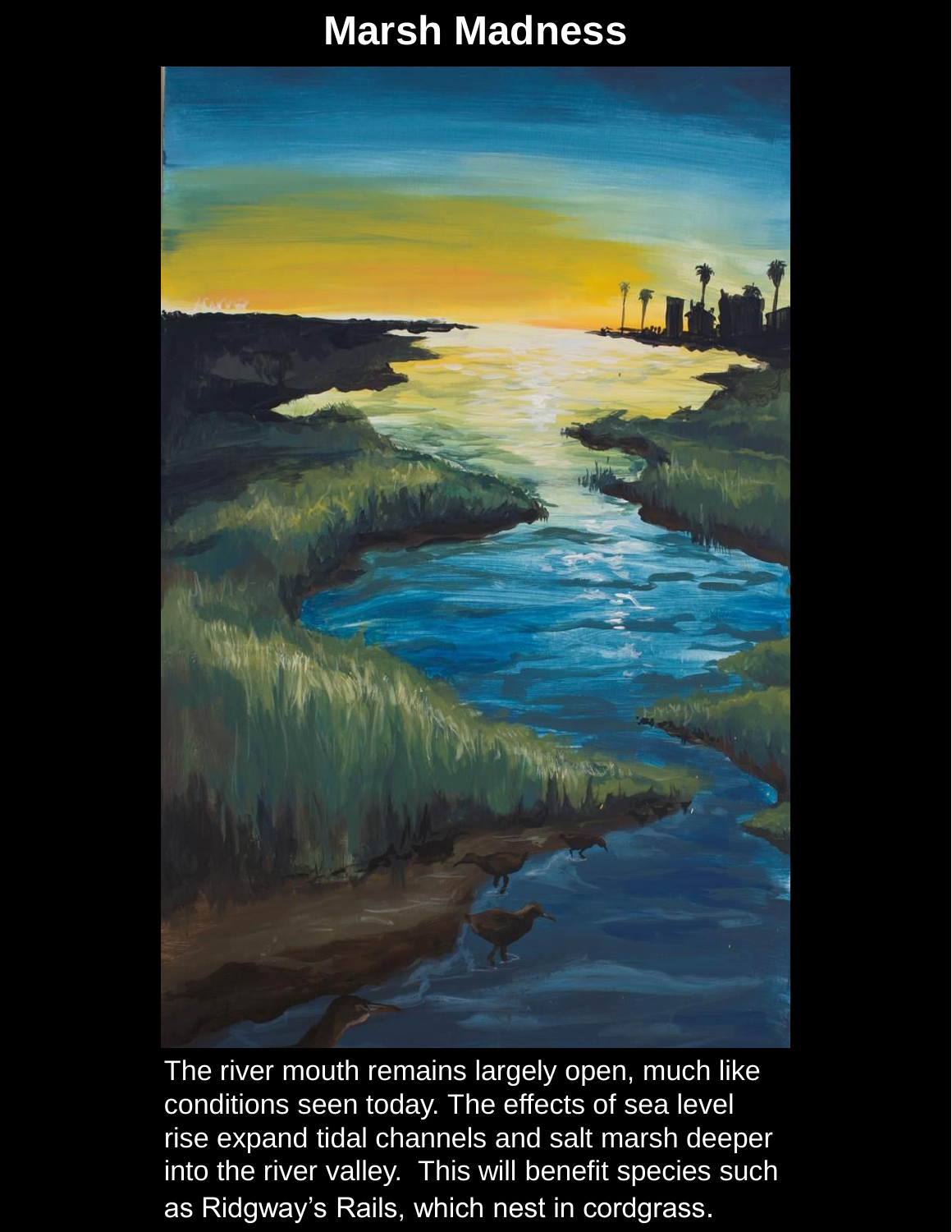# Marsh Madness

The river mouth remains largely open, much like conditions seen today. The effects of sea level rise expand tidal channels and salt marsh deeper into the river valley.  This will benefit species such as Ridgway's Rails, which nest in cordgrass.